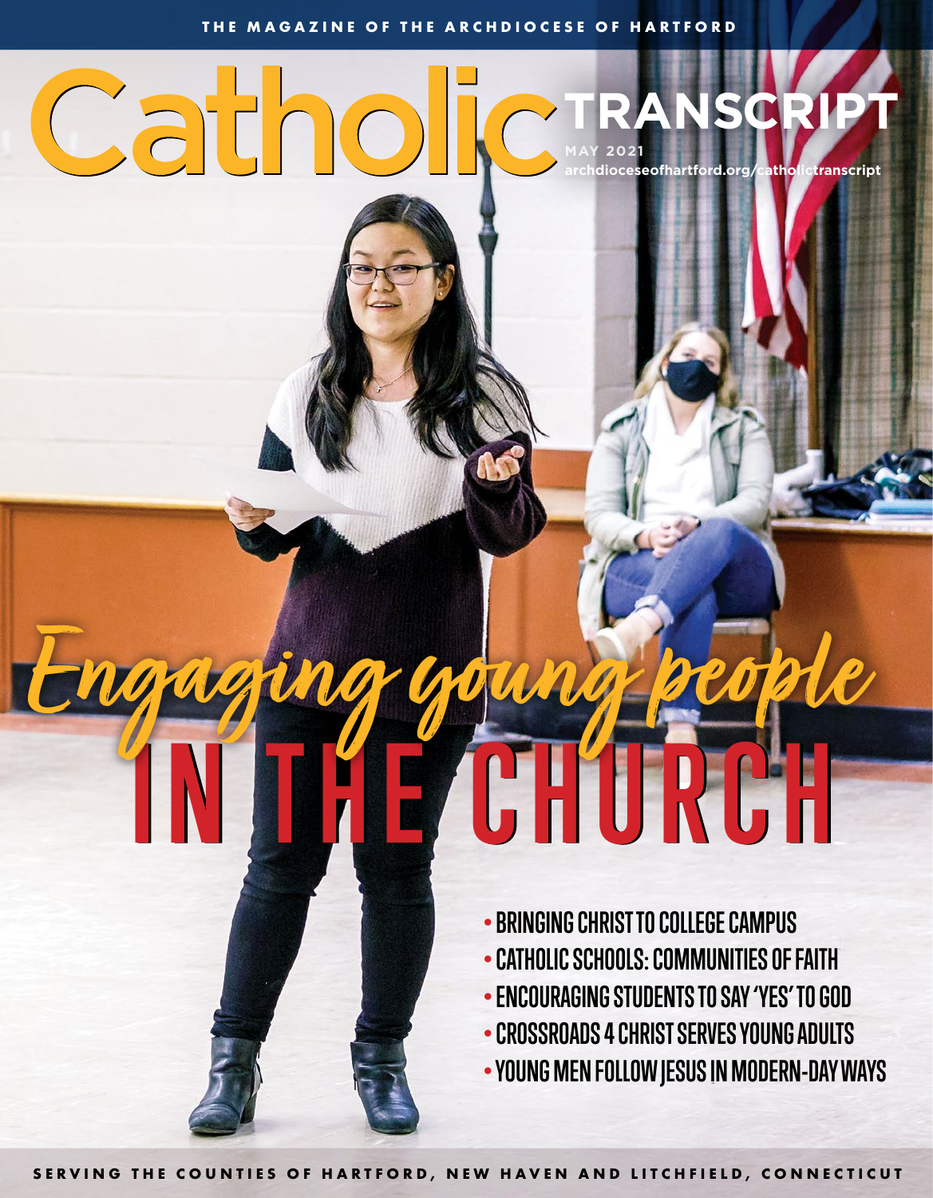THE MAGAZINE OF THE ARCHDIOCESE OF HARTFORD

# Catholic TRANSCRIPT

MAY 2021

archdioceseofhartford.org/catholictranscript

## Engaging young people IN THE CHURCH

- BRINGING CHRIST TO COLLEGE CAMPUS
- CATHOLIC SCHOOLS: COMMUNITIES OF FAITH
- ENCOURAGING STUDENTS TO SAY 'YES' TO GOD
- CROSSROADS 4 CHRIST SERVES YOUNG ADULTS
- YOUNG MEN FOLLOW JESUS IN MODERN-DAY WAYS

SERVING THE COUNTIES OF HARTFORD, NEW HAVEN AND LITCHFIELD, CONNECTICUT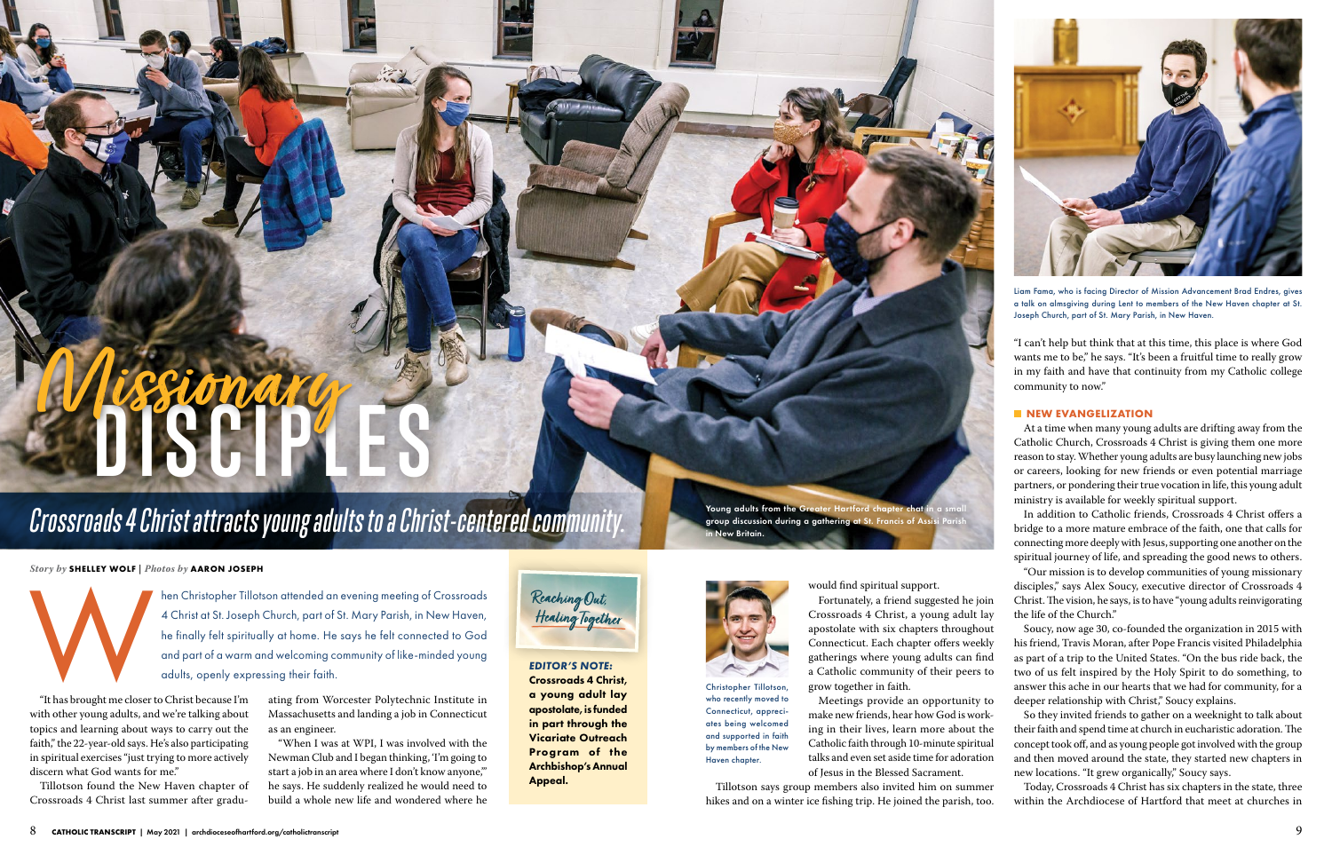# *Missionary* DISCIPLES

## *Crossroads 4 Christ attracts young adults to a Christ-centered community.*

Young adults from the Greater Hartford chapter chat in a small group discussion during a gathering at St. Francis of Assisi Parish in New Britain.

*Story by* **SHELLEY WOLF** | *Photos by* **AARON JOSEPH**

When Christopher Tillotson attended an evening meeting of Crossroads 4 Christ at St. Joseph Church, part of St. Mary Parish, in New Haven, he finally felt spiritually at home. He says he felt connected to God and part of a warm and welcoming community of like-minded young adults, openly expressing their faith.

"It has brought me closer to Christ because I'm with other young adults, and we're talking about topics and learning about ways to carry out the faith," the 22-year-old says. He's also participating in spiritual exercises "just trying to more actively discern what God wants for me."

Tillotson found the New Haven chapter of Crossroads 4 Christ last summer after graduating from Worcester Polytechnic Institute in Massachusetts and landing a job in Connecticut as an engineer.

"When I was at WPI, I was involved with the Newman Club and I began thinking, 'I'm going to start a job in an area where I don't know anyone,'" he says. He suddenly realized he would need to build a whole new life and wondered where he would find spiritual support.

*Reaching Out, Healing Together*

***EDITOR'S NOTE:*** **Crossroads 4 Christ, a young adult lay apostolate, is funded in part through the Vicariate Outreach Program of the Archbishop's Annual Appeal.**

Christopher Tillotson, who recently moved to Connecticut, appreciates being welcomed and supported in faith by members of the New Haven chapter.

Fortunately, a friend suggested he join Crossroads 4 Christ, a young adult lay apostolate with six chapters throughout Connecticut. Each chapter offers weekly gatherings where young adults can find a Catholic community of their peers to grow together in faith.

Meetings provide an opportunity to make new friends, hear how God is working in their lives, learn more about the Catholic faith through 10-minute spiritual talks and even set aside time for adoration of Jesus in the Blessed Sacrament.

Tillotson says group members also invited him on summer hikes and on a winter ice fishing trip. He joined the parish, too.

Liam Fama, who is facing Director of Mission Advancement Brad Endres, gives a talk on almsgiving during Lent to members of the New Haven chapter at St. Joseph Church, part of St. Mary Parish, in New Haven.

"I can't help but think that at this time, this place is where God wants me to be," he says. "It's been a fruitful time to really grow in my faith and have that continuity from my Catholic college community to now."

### NEW EVANGELIZATION

At a time when many young adults are drifting away from the Catholic Church, Crossroads 4 Christ is giving them one more reason to stay. Whether young adults are busy launching new jobs or careers, looking for new friends or even potential marriage partners, or pondering their true vocation in life, this young adult ministry is available for weekly spiritual support.

In addition to Catholic friends, Crossroads 4 Christ offers a bridge to a more mature embrace of the faith, one that calls for connecting more deeply with Jesus, supporting one another on the spiritual journey of life, and spreading the good news to others.

"Our mission is to develop communities of young missionary disciples," says Alex Soucy, executive director of Crossroads 4 Christ. The vision, he says, is to have "young adults reinvigorating the life of the Church."

Soucy, now age 30, co-founded the organization in 2015 with his friend, Travis Moran, after Pope Francis visited Philadelphia as part of a trip to the United States. "On the bus ride back, the two of us felt inspired by the Holy Spirit to do something, to answer this ache in our hearts that we had for community, for a deeper relationship with Christ," Soucy explains.

So they invited friends to gather on a weeknight to talk about their faith and spend time at church in eucharistic adoration. The concept took off, and as young people got involved with the group and then moved around the state, they started new chapters in new locations. "It grew organically," Soucy says.

Today, Crossroads 4 Christ has six chapters in the state, three within the Archdiocese of Hartford that meet at churches in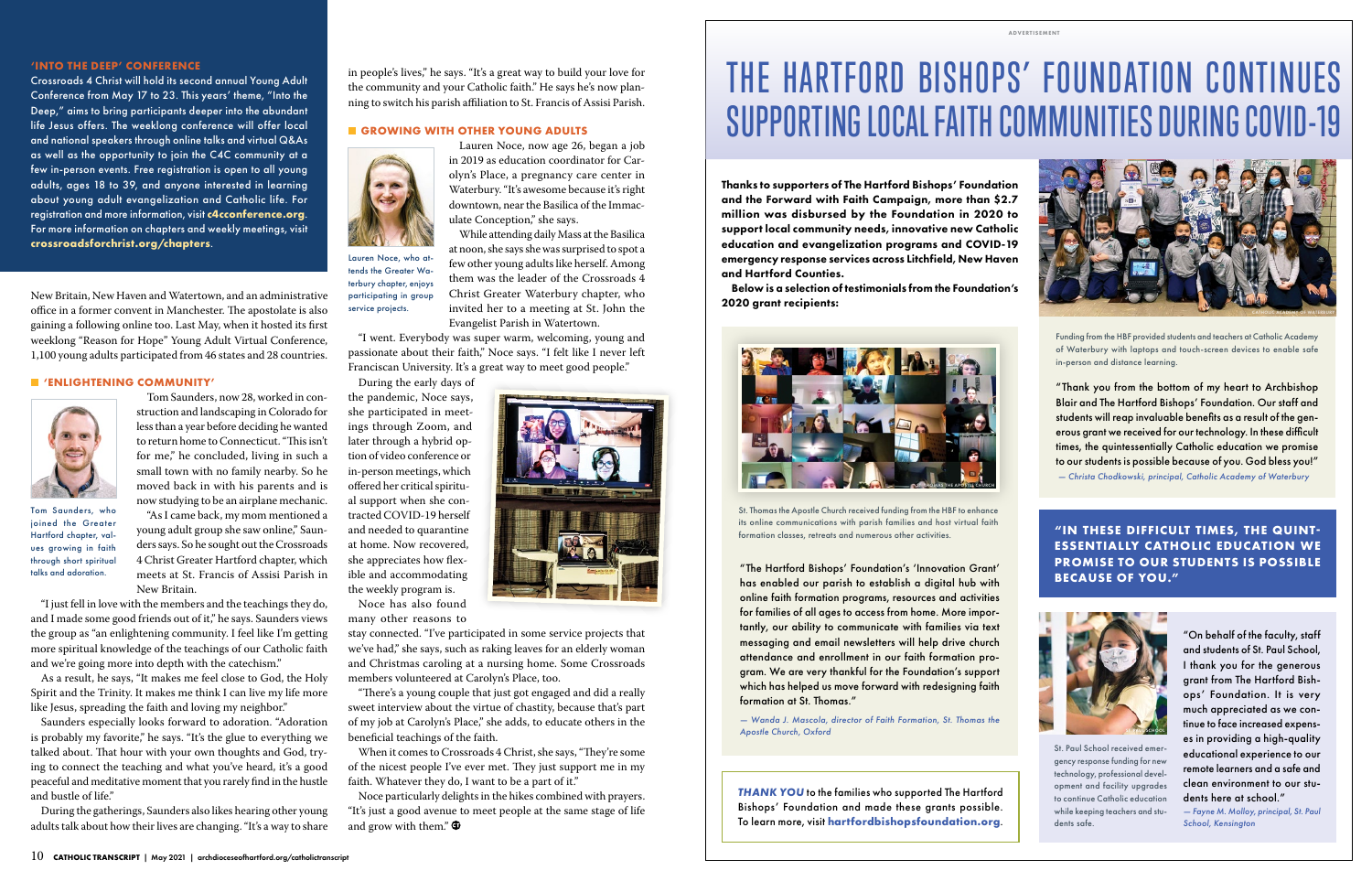### 'INTO THE DEEP' CONFERENCE

Crossroads 4 Christ will hold its second annual Young Adult Conference from May 17 to 23. This years' theme, "Into the Deep," aims to bring participants deeper into the abundant life Jesus offers. The weeklong conference will offer local and national speakers through online talks and virtual Q&As as well as the opportunity to join the C4C community at a few in-person events. Free registration is open to all young adults, ages 18 to 39, and anyone interested in learning about young adult evangelization and Catholic life. For registration and more information, visit **c4cconference.org**. For more information on chapters and weekly meetings, visit **crossroadsforchrist.org/chapters**.

New Britain, New Haven and Watertown, and an administrative office in a former convent in Manchester. The apostolate is also gaining a following online too. Last May, when it hosted its first weeklong "Reason for Hope" Young Adult Virtual Conference, 1,100 young adults participated from 46 states and 28 countries.

## 'ENLIGHTENING COMMUNITY'

Tom Saunders, who joined the Greater Hartford chapter, values growing in faith through short spiritual talks and adoration.

Tom Saunders, now 28, worked in construction and landscaping in Colorado for less than a year before deciding he wanted to return home to Connecticut. "This isn't for me," he concluded, living in such a small town with no family nearby. So he moved back in with his parents and is now studying to be an airplane mechanic.

"As I came back, my mom mentioned a young adult group she saw online," Saunders says. So he sought out the Crossroads 4 Christ Greater Hartford chapter, which meets at St. Francis of Assisi Parish in New Britain.

"I just fell in love with the members and the teachings they do, and I made some good friends out of it," he says. Saunders views the group as "an enlightening community. I feel like I'm getting more spiritual knowledge of the teachings of our Catholic faith and we're going more into depth with the catechism."

As a result, he says, "It makes me feel close to God, the Holy Spirit and the Trinity. It makes me think I can live my life more like Jesus, spreading the faith and loving my neighbor."

Saunders especially looks forward to adoration. "Adoration is probably my favorite," he says. "It's the glue to everything we talked about. That hour with your own thoughts and God, trying to connect the teaching and what you've heard, it's a good peaceful and meditative moment that you rarely find in the hustle and bustle of life."

During the gatherings, Saunders also likes hearing other young adults talk about how their lives are changing. "It's a way to share in people's lives," he says. "It's a great way to build your love for the community and your Catholic faith." He says he's now planning to switch his parish affiliation to St. Francis of Assisi Parish.

## GROWING WITH OTHER YOUNG ADULTS

Lauren Noce, who attends the Greater Waterbury chapter, enjoys participating in group service projects.

Lauren Noce, now age 26, began a job in 2019 as education coordinator for Carolyn's Place, a pregnancy care center in Waterbury. "It's awesome because it's right downtown, near the Basilica of the Immaculate Conception," she says.

While attending daily Mass at the Basilica at noon, she says she was surprised to spot a few other young adults like herself. Among them was the leader of the Crossroads 4 Christ Greater Waterbury chapter, who invited her to a meeting at St. John the Evangelist Parish in Watertown.

"I went. Everybody was super warm, welcoming, young and passionate about their faith," Noce says. "I felt like I never left Franciscan University. It's a great way to meet good people."

During the early days of the pandemic, Noce says, she participated in meetings through Zoom, and later through a hybrid option of video conference or in-person meetings, which offered her critical spiritual support when she contracted COVID-19 herself and needed to quarantine at home. Now recovered, she appreciates how flexible and accommodating the weekly program is.

Noce has also found many other reasons to stay connected. "I've participated in some service projects that we've had," she says, such as raking leaves for an elderly woman and Christmas caroling at a nursing home. Some Crossroads members volunteered at Carolyn's Place, too.

"There's a young couple that just got engaged and did a really sweet interview about the virtue of chastity, because that's part of my job at Carolyn's Place," she adds, to educate others in the beneficial teachings of the faith.

When it comes to Crossroads 4 Christ, she says, "They're some of the nicest people I've ever met. They just support me in my faith. Whatever they do, I want to be a part of it."

Noce particularly delights in the hikes combined with prayers. "It's just a good avenue to meet people at the same stage of life and grow with them."

ADVERTISEMENT

# THE HARTFORD BISHOPS' FOUNDATION CONTINUES SUPPORTING LOCAL FAITH COMMUNITIES DURING COVID-19

**Thanks to supporters of The Hartford Bishops' Foundation and the Forward with Faith Campaign, more than $2.7 million was disbursed by the Foundation in 2020 to support local community needs, innovative new Catholic education and evangelization programs and COVID-19 emergency response services across Litchfield, New Haven and Hartford Counties.**

**Below is a selection of testimonials from the Foundation's 2020 grant recipients:**

St. Thomas the Apostle Church received funding from the HBF to enhance its online communications with parish families and host virtual faith formation classes, retreats and numerous other activities.

"The Hartford Bishops' Foundation 'Innovation Grant' has enabled our parish to establish a digital hub with online faith formation programs, resources and activities for families of all ages to access from home. More importantly, our ability to communicate with families via text messaging and email newsletters will help drive church attendance and enrollment in our faith formation program. We are very thankful for the Foundation's support which has helped us move forward with redesigning faith formation at St. Thomas."

*— Wanda J. Mascola, director of Faith Formation, St. Thomas the Apostle Church, Oxford*

Funding from the HBF provided students and teachers at Catholic Academy of Waterbury with laptops and touch-screen devices to enable safe in-person and distance learning.

"Thank you from the bottom of my heart to Archbishop Blair and The Hartford Bishops' Foundation. Our staff and students will reap invaluable benefits as a result of the generous grant we received for our technology. In these difficult times, the quintessentially Catholic education we promise to our students is possible because of you. God bless you!"

*— Christa Chodkowski, principal, Catholic Academy of Waterbury*

**"IN THESE DIFFICULT TIMES, THE QUINTESSENTIALLY CATHOLIC EDUCATION WE PROMISE TO OUR STUDENTS IS POSSIBLE BECAUSE OF YOU."**

St. Paul School received emergency response funding for new technology, professional development and facility upgrades to continue Catholic education while keeping teachers and students safe.

"On behalf of the faculty, staff and students of St. Paul School, I thank you for the generous grant from The Hartford Bishops' Foundation. It is very much appreciated as we continue to face increased expenses in providing a high-quality educational experience to our remote learners and a safe and clean environment to our students here at school."

*— Fayne M. Molloy, principal, St. Paul School, Kensington*

***THANK YOU*** to the families who supported The Hartford Bishops' Foundation and made these grants possible. To learn more, visit **hartfordbishopsfoundation.org**.